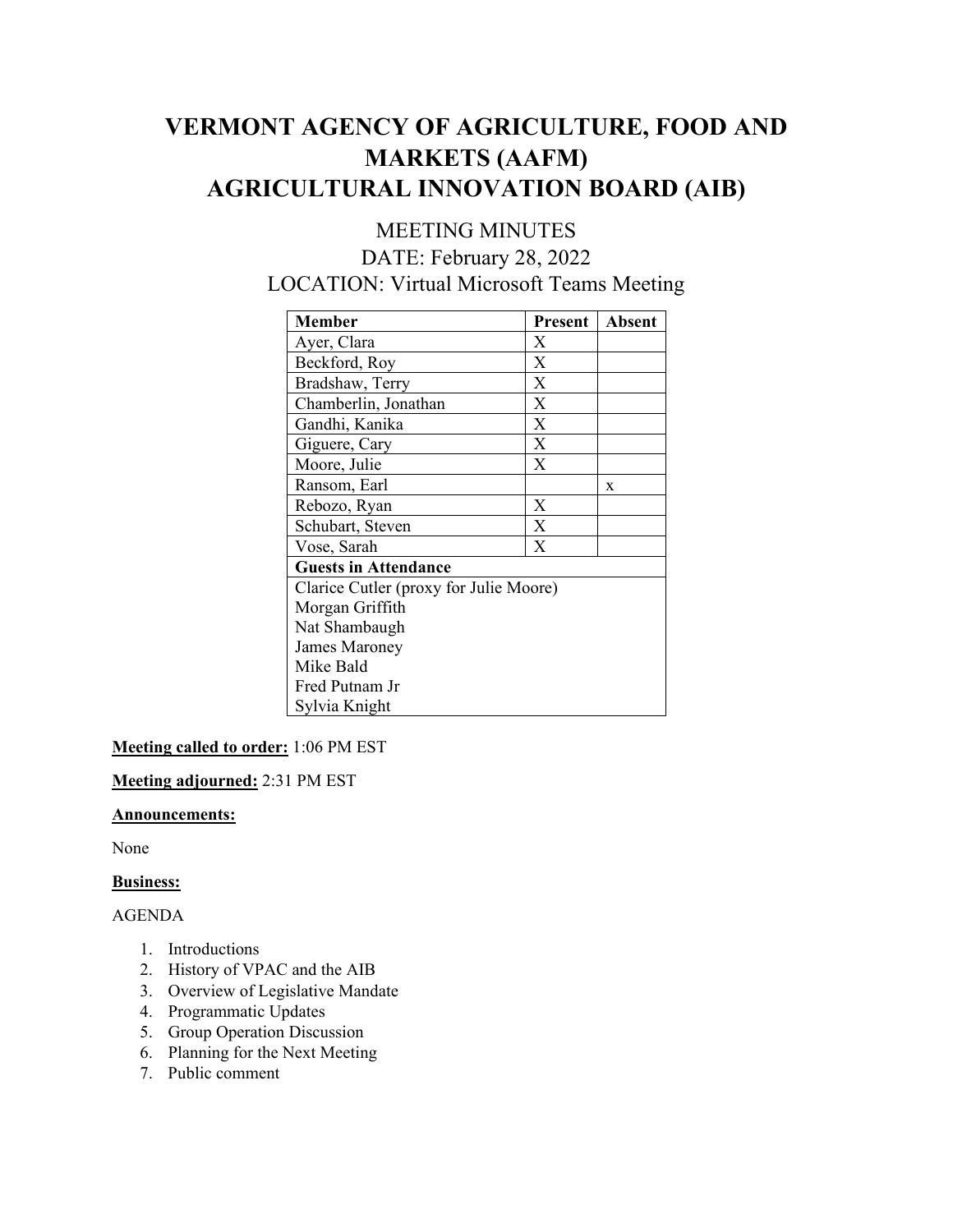# VERMONT AGENCY OF AGRICULTURE, FOOD AND MARKETS (AAFM)
# AGRICULTURAL INNOVATION BOARD (AIB)

MEETING MINUTES

DATE: February 28, 2022

LOCATION: Virtual Microsoft Teams Meeting

| Member | Present | Absent |
|---|---|---|
| Ayer, Clara | X | |
| Beckford, Roy | X | |
| Bradshaw, Terry | X | |
| Chamberlin, Jonathan | X | |
| Gandhi, Kanika | X | |
| Giguere, Cary | X | |
| Moore, Julie | X | |
| Ransom, Earl | | x |
| Rebozo, Ryan | X | |
| Schubart, Steven | X | |
| Vose, Sarah | X | |
| **Guests in Attendance** | | |
| Clarice Cutler (proxy for Julie Moore) | | |
| Morgan Griffith | | |
| Nat Shambaugh | | |
| James Maroney | | |
| Mike Bald | | |
| Fred Putnam Jr | | |
| Sylvia Knight | | |

**Meeting called to order:** 1:06 PM EST

**Meeting adjourned:** 2:31 PM EST

**Announcements:**

None

**Business:**

AGENDA

1. Introductions
2. History of VPAC and the AIB
3. Overview of Legislative Mandate
4. Programmatic Updates
5. Group Operation Discussion
6. Planning for the Next Meeting
7. Public comment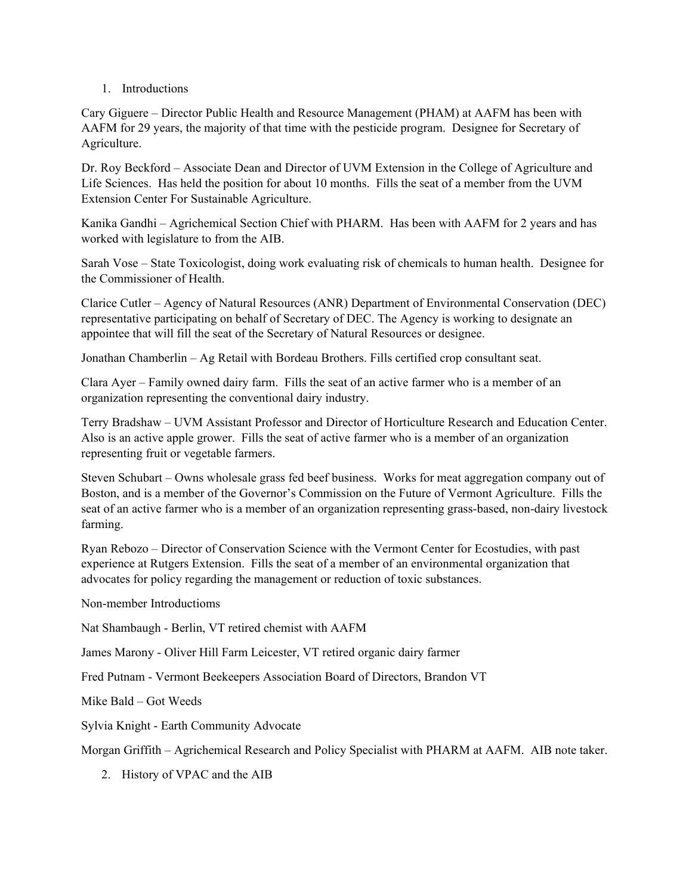1. Introductions

Cary Giguere – Director Public Health and Resource Management (PHAM) at AAFM has been with AAFM for 29 years, the majority of that time with the pesticide program. Designee for Secretary of Agriculture.

Dr. Roy Beckford – Associate Dean and Director of UVM Extension in the College of Agriculture and Life Sciences. Has held the position for about 10 months. Fills the seat of a member from the UVM Extension Center For Sustainable Agriculture.

Kanika Gandhi – Agrichemical Section Chief with PHARM. Has been with AAFM for 2 years and has worked with legislature to from the AIB.

Sarah Vose – State Toxicologist, doing work evaluating risk of chemicals to human health. Designee for the Commissioner of Health.

Clarice Cutler – Agency of Natural Resources (ANR) Department of Environmental Conservation (DEC) representative participating on behalf of Secretary of DEC. The Agency is working to designate an appointee that will fill the seat of the Secretary of Natural Resources or designee.

Jonathan Chamberlin – Ag Retail with Bordeau Brothers. Fills certified crop consultant seat.

Clara Ayer – Family owned dairy farm. Fills the seat of an active farmer who is a member of an organization representing the conventional dairy industry.

Terry Bradshaw – UVM Assistant Professor and Director of Horticulture Research and Education Center. Also is an active apple grower. Fills the seat of active farmer who is a member of an organization representing fruit or vegetable farmers.

Steven Schubart – Owns wholesale grass fed beef business. Works for meat aggregation company out of Boston, and is a member of the Governor's Commission on the Future of Vermont Agriculture. Fills the seat of an active farmer who is a member of an organization representing grass-based, non-dairy livestock farming.

Ryan Rebozo – Director of Conservation Science with the Vermont Center for Ecostudies, with past experience at Rutgers Extension. Fills the seat of a member of an environmental organization that advocates for policy regarding the management or reduction of toxic substances.

Non-member Introductioms

Nat Shambaugh - Berlin, VT retired chemist with AAFM

James Marony - Oliver Hill Farm Leicester, VT retired organic dairy farmer

Fred Putnam - Vermont Beekeepers Association Board of Directors, Brandon VT

Mike Bald – Got Weeds

Sylvia Knight - Earth Community Advocate

Morgan Griffith – Agrichemical Research and Policy Specialist with PHARM at AAFM. AIB note taker.

2. History of VPAC and the AIB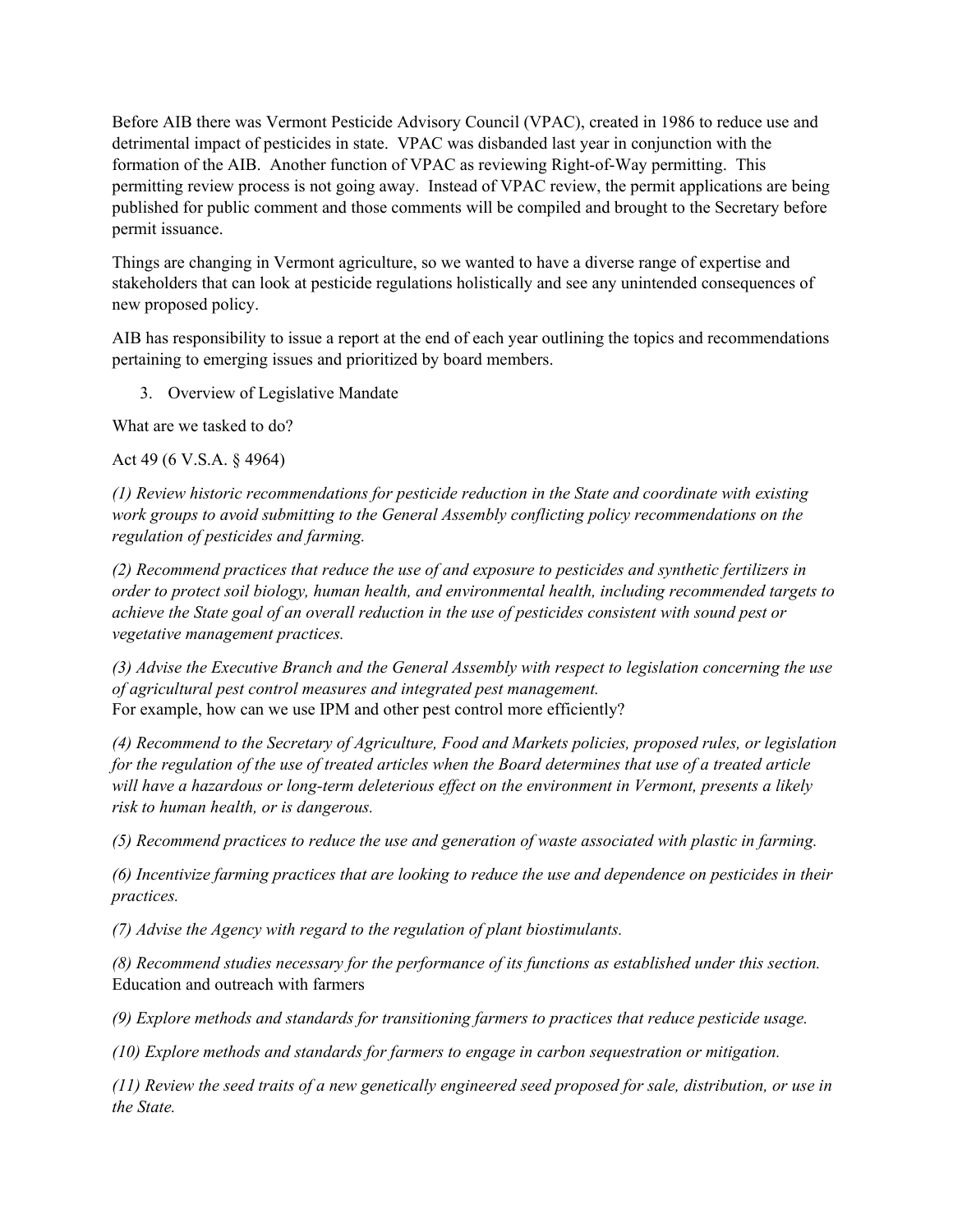Before AIB there was Vermont Pesticide Advisory Council (VPAC), created in 1986 to reduce use and detrimental impact of pesticides in state. VPAC was disbanded last year in conjunction with the formation of the AIB. Another function of VPAC as reviewing Right-of-Way permitting. This permitting review process is not going away. Instead of VPAC review, the permit applications are being published for public comment and those comments will be compiled and brought to the Secretary before permit issuance.

Things are changing in Vermont agriculture, so we wanted to have a diverse range of expertise and stakeholders that can look at pesticide regulations holistically and see any unintended consequences of new proposed policy.

AIB has responsibility to issue a report at the end of each year outlining the topics and recommendations pertaining to emerging issues and prioritized by board members.

3. Overview of Legislative Mandate

What are we tasked to do?

Act 49 (6 V.S.A. § 4964)

*(1) Review historic recommendations for pesticide reduction in the State and coordinate with existing work groups to avoid submitting to the General Assembly conflicting policy recommendations on the regulation of pesticides and farming.*

*(2) Recommend practices that reduce the use of and exposure to pesticides and synthetic fertilizers in order to protect soil biology, human health, and environmental health, including recommended targets to achieve the State goal of an overall reduction in the use of pesticides consistent with sound pest or vegetative management practices.*

*(3) Advise the Executive Branch and the General Assembly with respect to legislation concerning the use of agricultural pest control measures and integrated pest management.*
For example, how can we use IPM and other pest control more efficiently?

*(4) Recommend to the Secretary of Agriculture, Food and Markets policies, proposed rules, or legislation for the regulation of the use of treated articles when the Board determines that use of a treated article will have a hazardous or long-term deleterious effect on the environment in Vermont, presents a likely risk to human health, or is dangerous.*

*(5) Recommend practices to reduce the use and generation of waste associated with plastic in farming.*

*(6) Incentivize farming practices that are looking to reduce the use and dependence on pesticides in their practices.*

*(7) Advise the Agency with regard to the regulation of plant biostimulants.*

*(8) Recommend studies necessary for the performance of its functions as established under this section.*
Education and outreach with farmers

*(9) Explore methods and standards for transitioning farmers to practices that reduce pesticide usage.*

*(10) Explore methods and standards for farmers to engage in carbon sequestration or mitigation.*

*(11) Review the seed traits of a new genetically engineered seed proposed for sale, distribution, or use in the State.*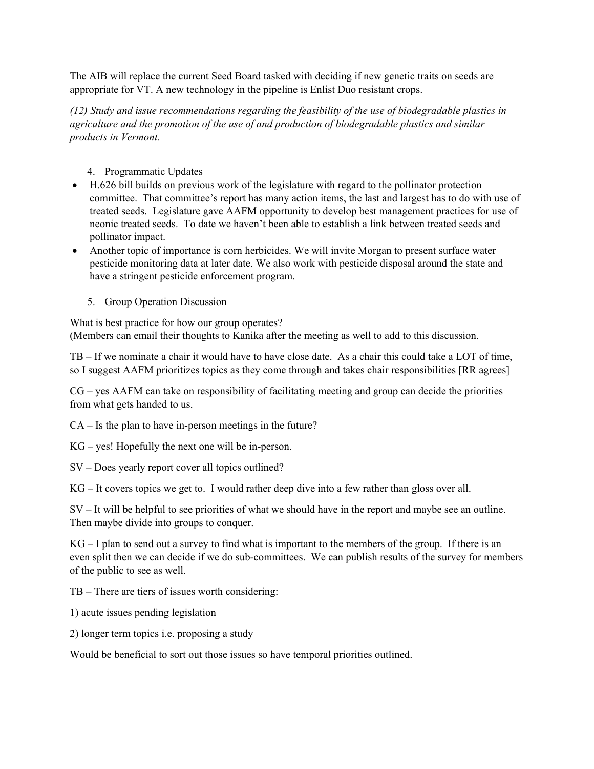The AIB will replace the current Seed Board tasked with deciding if new genetic traits on seeds are appropriate for VT. A new technology in the pipeline is Enlist Duo resistant crops.

*(12) Study and issue recommendations regarding the feasibility of the use of biodegradable plastics in agriculture and the promotion of the use of and production of biodegradable plastics and similar products in Vermont.*

4. Programmatic Updates

- H.626 bill builds on previous work of the legislature with regard to the pollinator protection committee. That committee's report has many action items, the last and largest has to do with use of treated seeds. Legislature gave AAFM opportunity to develop best management practices for use of neonic treated seeds. To date we haven't been able to establish a link between treated seeds and pollinator impact.
- Another topic of importance is corn herbicides. We will invite Morgan to present surface water pesticide monitoring data at later date. We also work with pesticide disposal around the state and have a stringent pesticide enforcement program.

5. Group Operation Discussion

What is best practice for how our group operates?
(Members can email their thoughts to Kanika after the meeting as well to add to this discussion.

TB – If we nominate a chair it would have to have close date. As a chair this could take a LOT of time, so I suggest AAFM prioritizes topics as they come through and takes chair responsibilities [RR agrees]

CG – yes AAFM can take on responsibility of facilitating meeting and group can decide the priorities from what gets handed to us.

CA – Is the plan to have in-person meetings in the future?

KG – yes! Hopefully the next one will be in-person.

SV – Does yearly report cover all topics outlined?

KG – It covers topics we get to. I would rather deep dive into a few rather than gloss over all.

SV – It will be helpful to see priorities of what we should have in the report and maybe see an outline. Then maybe divide into groups to conquer.

KG – I plan to send out a survey to find what is important to the members of the group. If there is an even split then we can decide if we do sub-committees. We can publish results of the survey for members of the public to see as well.

TB – There are tiers of issues worth considering:

1) acute issues pending legislation

2) longer term topics i.e. proposing a study

Would be beneficial to sort out those issues so have temporal priorities outlined.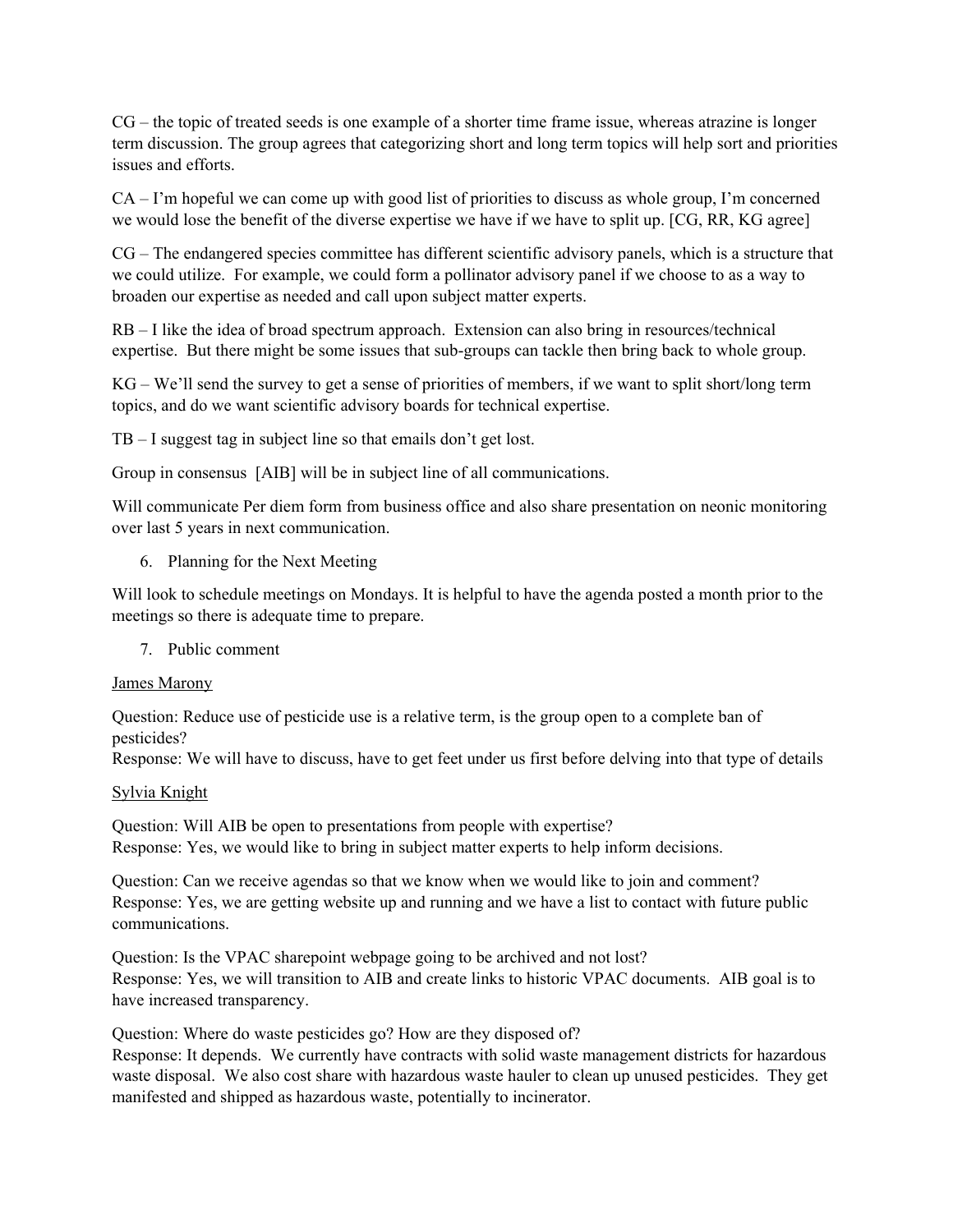CG – the topic of treated seeds is one example of a shorter time frame issue, whereas atrazine is longer term discussion. The group agrees that categorizing short and long term topics will help sort and priorities issues and efforts.

CA – I'm hopeful we can come up with good list of priorities to discuss as whole group, I'm concerned we would lose the benefit of the diverse expertise we have if we have to split up. [CG, RR, KG agree]

CG – The endangered species committee has different scientific advisory panels, which is a structure that we could utilize. For example, we could form a pollinator advisory panel if we choose to as a way to broaden our expertise as needed and call upon subject matter experts.

RB – I like the idea of broad spectrum approach. Extension can also bring in resources/technical expertise. But there might be some issues that sub-groups can tackle then bring back to whole group.

KG – We'll send the survey to get a sense of priorities of members, if we want to split short/long term topics, and do we want scientific advisory boards for technical expertise.

TB – I suggest tag in subject line so that emails don't get lost.

Group in consensus [AIB] will be in subject line of all communications.

Will communicate Per diem form from business office and also share presentation on neonic monitoring over last 5 years in next communication.

6. Planning for the Next Meeting

Will look to schedule meetings on Mondays. It is helpful to have the agenda posted a month prior to the meetings so there is adequate time to prepare.

7. Public comment

<u>James Marony</u>

Question: Reduce use of pesticide use is a relative term, is the group open to a complete ban of pesticides?
Response: We will have to discuss, have to get feet under us first before delving into that type of details

<u>Sylvia Knight</u>

Question: Will AIB be open to presentations from people with expertise?
Response: Yes, we would like to bring in subject matter experts to help inform decisions.

Question: Can we receive agendas so that we know when we would like to join and comment?
Response: Yes, we are getting website up and running and we have a list to contact with future public communications.

Question: Is the VPAC sharepoint webpage going to be archived and not lost?
Response: Yes, we will transition to AIB and create links to historic VPAC documents. AIB goal is to have increased transparency.

Question: Where do waste pesticides go? How are they disposed of?
Response: It depends. We currently have contracts with solid waste management districts for hazardous waste disposal. We also cost share with hazardous waste hauler to clean up unused pesticides. They get manifested and shipped as hazardous waste, potentially to incinerator.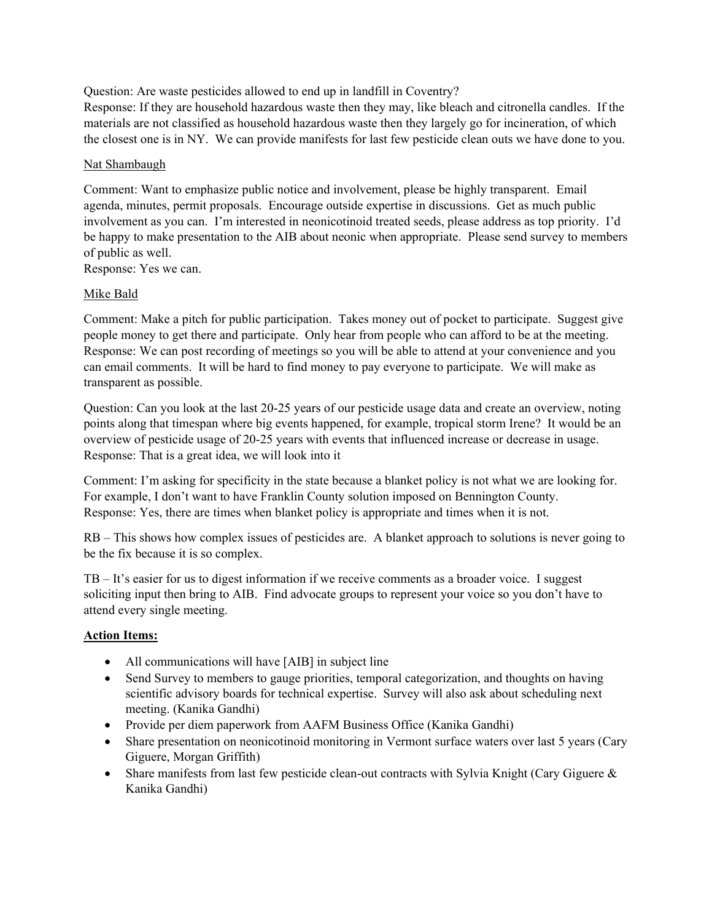Question: Are waste pesticides allowed to end up in landfill in Coventry?
Response: If they are household hazardous waste then they may, like bleach and citronella candles. If the materials are not classified as household hazardous waste then they largely go for incineration, of which the closest one is in NY. We can provide manifests for last few pesticide clean outs we have done to you.

Nat Shambaugh

Comment: Want to emphasize public notice and involvement, please be highly transparent. Email agenda, minutes, permit proposals. Encourage outside expertise in discussions. Get as much public involvement as you can. I'm interested in neonicotinoid treated seeds, please address as top priority. I'd be happy to make presentation to the AIB about neonic when appropriate. Please send survey to members of public as well.
Response: Yes we can.

Mike Bald

Comment: Make a pitch for public participation. Takes money out of pocket to participate. Suggest give people money to get there and participate. Only hear from people who can afford to be at the meeting.
Response: We can post recording of meetings so you will be able to attend at your convenience and you can email comments. It will be hard to find money to pay everyone to participate. We will make as transparent as possible.

Question: Can you look at the last 20-25 years of our pesticide usage data and create an overview, noting points along that timespan where big events happened, for example, tropical storm Irene? It would be an overview of pesticide usage of 20-25 years with events that influenced increase or decrease in usage.
Response: That is a great idea, we will look into it

Comment: I'm asking for specificity in the state because a blanket policy is not what we are looking for. For example, I don't want to have Franklin County solution imposed on Bennington County.
Response: Yes, there are times when blanket policy is appropriate and times when it is not.

RB – This shows how complex issues of pesticides are. A blanket approach to solutions is never going to be the fix because it is so complex.

TB – It's easier for us to digest information if we receive comments as a broader voice. I suggest soliciting input then bring to AIB. Find advocate groups to represent your voice so you don't have to attend every single meeting.

**Action Items:**

- All communications will have [AIB] in subject line
- Send Survey to members to gauge priorities, temporal categorization, and thoughts on having scientific advisory boards for technical expertise. Survey will also ask about scheduling next meeting. (Kanika Gandhi)
- Provide per diem paperwork from AAFM Business Office (Kanika Gandhi)
- Share presentation on neonicotinoid monitoring in Vermont surface waters over last 5 years (Cary Giguere, Morgan Griffith)
- Share manifests from last few pesticide clean-out contracts with Sylvia Knight (Cary Giguere & Kanika Gandhi)